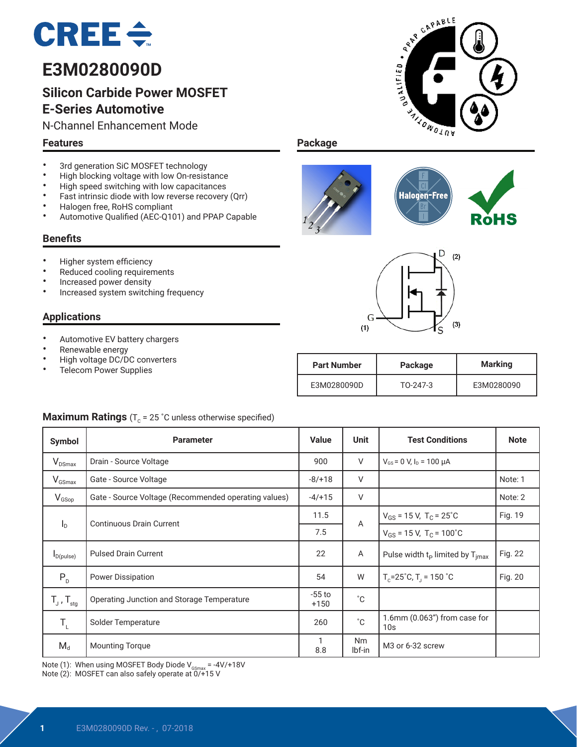# E3M0280090D

## Silicon Carbide Power MOSFET
## E-Series Automotive

N-Channel Enhancement Mode

### Features

- 3rd generation SiC MOSFET technology
- High blocking voltage with low On-resistance
- High speed switching with low capacitances
- Fast intrinsic diode with low reverse recovery (Qrr)
- Halogen free, RoHS compliant
- Automotive Qualified (AEC-Q101) and PPAP Capable

### Benefits

- Higher system efficiency
- Reduced cooling requirements
- Increased power density
- Increased system switching frequency

### Applications

- Automotive EV battery chargers
- Renewable energy
- High voltage DC/DC converters
- Telecom Power Supplies

### Package

| Part Number | Package | Marking |
|---|---|---|
| E3M0280090D | TO-247-3 | E3M0280090 |

### Maximum Ratings ($T_C$ = 25 ˚C unless otherwise specified)

| Symbol | Parameter | Value | Unit | Test Conditions | Note |
|---|---|---|---|---|---|
| $V_{DSmax}$ | Drain - Source Voltage | 900 | V | $V_{GS}$ = 0 V, $I_D$ = 100 μA | |
| $V_{GSmax}$ | Gate - Source Voltage | -8/+18 | V | | Note: 1 |
| $V_{GSop}$ | Gate - Source Voltage (Recommended operating values) | -4/+15 | V | | Note: 2 |
| $I_D$ | Continuous Drain Current | 11.5 | A | $V_{GS}$ = 15 V, $T_C$ = 25˚C | Fig. 19 |
| | | 7.5 | | $V_{GS}$ = 15 V, $T_C$ = 100˚C | |
| $I_{D(pulse)}$ | Pulsed Drain Current | 22 | A | Pulse width $t_P$ limited by $T_{jmax}$ | Fig. 22 |
| $P_D$ | Power Dissipation | 54 | W | $T_C$=25˚C, $T_J$ = 150 ˚C | Fig. 20 |
| $T_J$ , $T_{stg}$ | Operating Junction and Storage Temperature | -55 to +150 | ˚C | | |
| $T_L$ | Solder Temperature | 260 | ˚C | 1.6mm (0.063") from case for 10s | |
| $M_d$ | Mounting Torque | 1<br>8.8 | Nm<br>lbf-in | M3 or 6-32 screw | |

Note (1): When using MOSFET Body Diode $V_{GSmax}$ = -4V/+18V

Note (2): MOSFET can also safely operate at 0/+15 V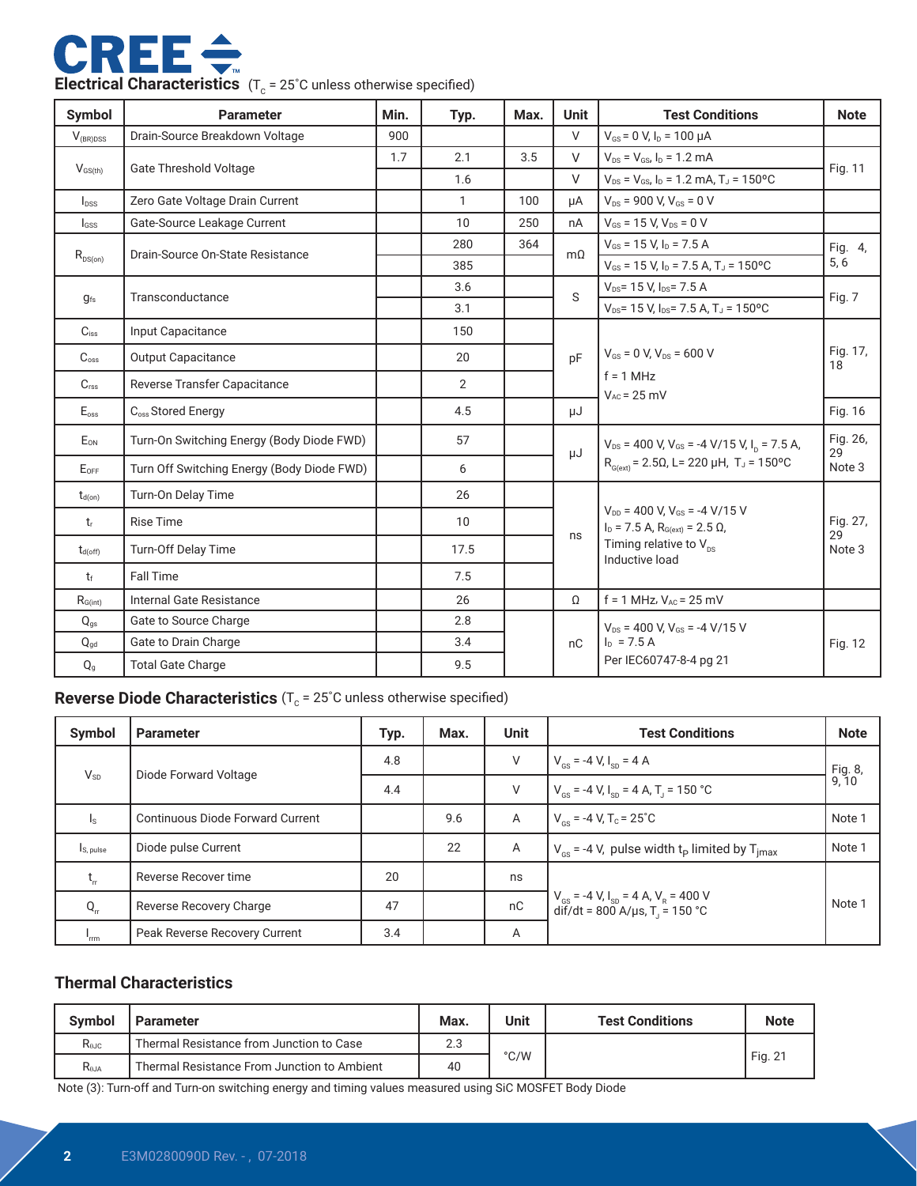## Electrical Characteristics ($T_C$ = 25˚C unless otherwise specified)

| Symbol | Parameter | Min. | Typ. | Max. | Unit | Test Conditions | Note |
|---|---|---|---|---|---|---|---|
| $V_{(BR)DSS}$ | Drain-Source Breakdown Voltage | 900 | | | V | $V_{GS}$ = 0 V, $I_D$ = 100 μA | |
| $V_{GS(th)}$ | Gate Threshold Voltage | 1.7 | 2.1 | 3.5 | V | $V_{DS}$ = $V_{GS}$, $I_D$ = 1.2 mA | Fig. 11 |
| | | | 1.6 | | V | $V_{DS}$ = $V_{GS}$, $I_D$ = 1.2 mA, $T_J$ = 150ºC | |
| $I_{DSS}$ | Zero Gate Voltage Drain Current | | 1 | 100 | μA | $V_{DS}$ = 900 V, $V_{GS}$ = 0 V | |
| $I_{GSS}$ | Gate-Source Leakage Current | | 10 | 250 | nA | $V_{GS}$ = 15 V, $V_{DS}$ = 0 V | |
| $R_{DS(on)}$ | Drain-Source On-State Resistance | | 280 | 364 | mΩ | $V_{GS}$ = 15 V, $I_D$ = 7.5 A | Fig. 4, 5, 6 |
| | | | 385 | | | $V_{GS}$ = 15 V, $I_D$ = 7.5 A, $T_J$ = 150ºC | |
| $g_{fs}$ | Transconductance | | 3.6 | | S | $V_{DS}$= 15 V, $I_{DS}$= 7.5 A | Fig. 7 |
| | | | 3.1 | | | $V_{DS}$= 15 V, $I_{DS}$= 7.5 A, $T_J$ = 150ºC | |
| $C_{iss}$ | Input Capacitance | | 150 | | pF | $V_{GS}$ = 0 V, $V_{DS}$ = 600 V<br>f = 1 MHz<br>$V_{AC}$ = 25 mV | Fig. 17, 18 |
| $C_{oss}$ | Output Capacitance | | 20 | | | | |
| $C_{rss}$ | Reverse Transfer Capacitance | | 2 | | | | |
| $E_{oss}$ | $C_{oss}$ Stored Energy | | 4.5 | | μJ | | Fig. 16 |
| $E_{ON}$ | Turn-On Switching Energy (Body Diode FWD) | | 57 | | μJ | $V_{DS}$ = 400 V, $V_{GS}$ = -4 V/15 V, $I_D$ = 7.5 A, $R_{G(ext)}$ = 2.5Ω, L= 220 μH, $T_J$ = 150ºC | Fig. 26, 29<br>Note 3 |
| $E_{OFF}$ | Turn Off Switching Energy (Body Diode FWD) | | 6 | | | | |
| $t_{d(on)}$ | Turn-On Delay Time | | 26 | | ns | $V_{DD}$ = 400 V, $V_{GS}$ = -4 V/15 V<br>$I_D$ = 7.5 A, $R_{G(ext)}$ = 2.5 Ω,<br>Timing relative to $V_{DS}$<br>Inductive load | Fig. 27, 29<br>Note 3 |
| $t_r$ | Rise Time | | 10 | | | | |
| $t_{d(off)}$ | Turn-Off Delay Time | | 17.5 | | | | |
| $t_f$ | Fall Time | | 7.5 | | | | |
| $R_{G(int)}$ | Internal Gate Resistance | | 26 | | Ω | f = 1 MHz, $V_{AC}$ = 25 mV | |
| $Q_{gs}$ | Gate to Source Charge | | 2.8 | | nC | $V_{DS}$ = 400 V, $V_{GS}$ = -4 V/15 V<br>$I_D$ = 7.5 A<br>Per IEC60747-8-4 pg 21 | Fig. 12 |
| $Q_{gd}$ | Gate to Drain Charge | | 3.4 | | | | |
| $Q_g$ | Total Gate Charge | | 9.5 | | | | |

## Reverse Diode Characteristics ($T_C$ = 25˚C unless otherwise specified)

| Symbol | Parameter | Typ. | Max. | Unit | Test Conditions | Note |
|---|---|---|---|---|---|---|
| $V_{SD}$ | Diode Forward Voltage | 4.8 | | V | $V_{GS}$ = -4 V, $I_{SD}$ = 4 A | Fig. 8, 9, 10 |
| | | 4.4 | | V | $V_{GS}$ = -4 V, $I_{SD}$ = 4 A, $T_J$ = 150 °C | |
| $I_S$ | Continuous Diode Forward Current | | 9.6 | A | $V_{GS}$ = -4 V, $T_C$= 25˚C | Note 1 |
| $I_{S, pulse}$ | Diode pulse Current | | 22 | A | $V_{GS}$ = -4 V, pulse width $t_P$ limited by $T_{jmax}$ | Note 1 |
| $t_{rr}$ | Reverse Recover time | 20 | | ns | $V_{GS}$ = -4 V, $I_{SD}$ = 4 A, $V_R$ = 400 V<br>dif/dt = 800 A/μs, $T_J$ = 150 °C | Note 1 |
| $Q_{rr}$ | Reverse Recovery Charge | 47 | | nC | | |
| $I_{rrm}$ | Peak Reverse Recovery Current | 3.4 | | A | | |

## Thermal Characteristics

| Symbol | Parameter | Max. | Unit | Test Conditions | Note |
|---|---|---|---|---|---|
| $R_{θJC}$ | Thermal Resistance from Junction to Case | 2.3 | °C/W | | Fig. 21 |
| $R_{θJA}$ | Thermal Resistance From Junction to Ambient | 40 | | | |

Note (3): Turn-off and Turn-on switching energy and timing values measured using SiC MOSFET Body Diode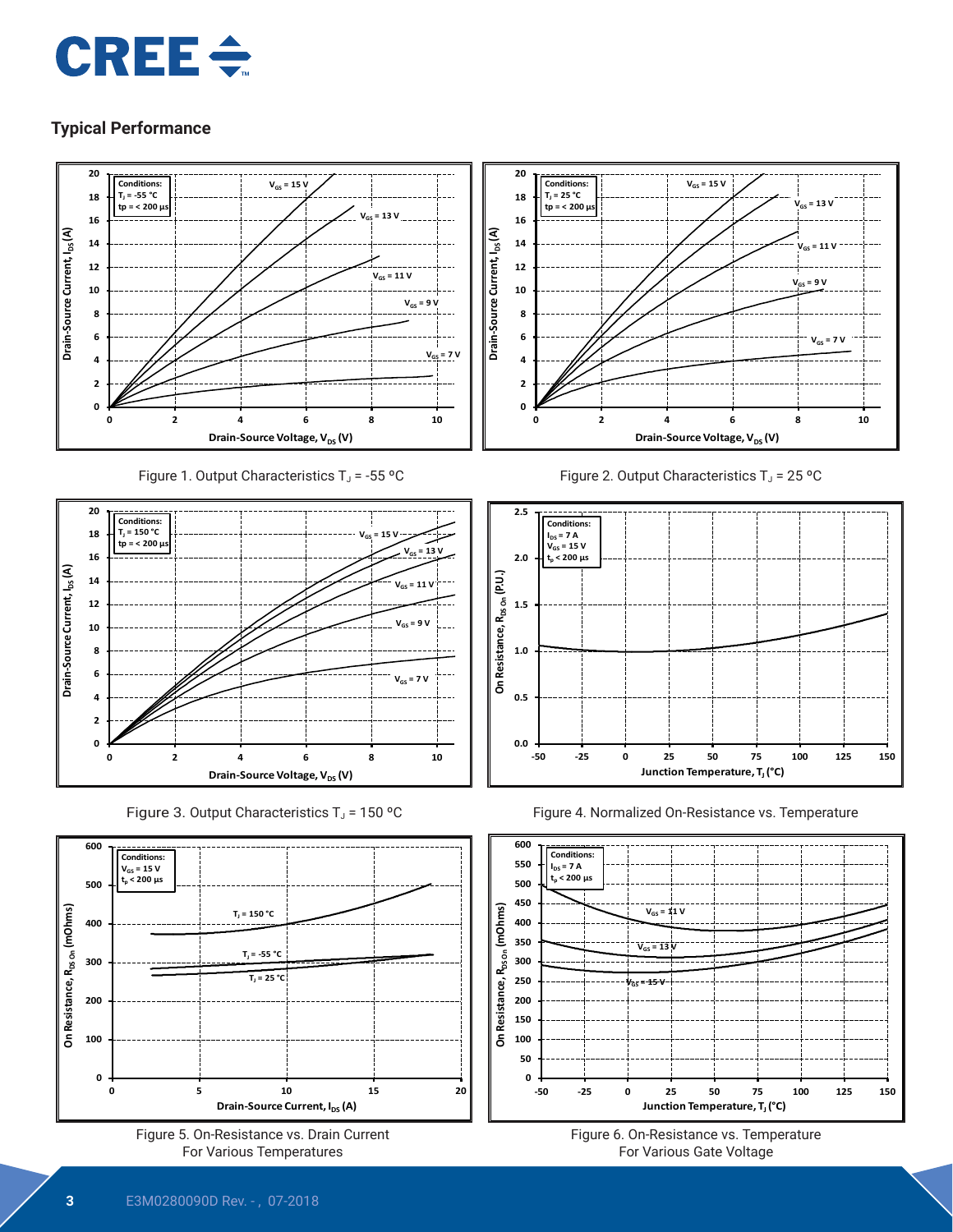## Typical Performance

Figure 1. Output Characteristics $T_J$ = -55 ºC

Figure 2. Output Characteristics $T_J$ = 25 ºC

Figure 3. Output Characteristics $T_J$ = 150 ºC

Figure 4. Normalized On-Resistance vs. Temperature

Figure 5. On-Resistance vs. Drain Current
For Various Temperatures

Figure 6. On-Resistance vs. Temperature
For Various Gate Voltage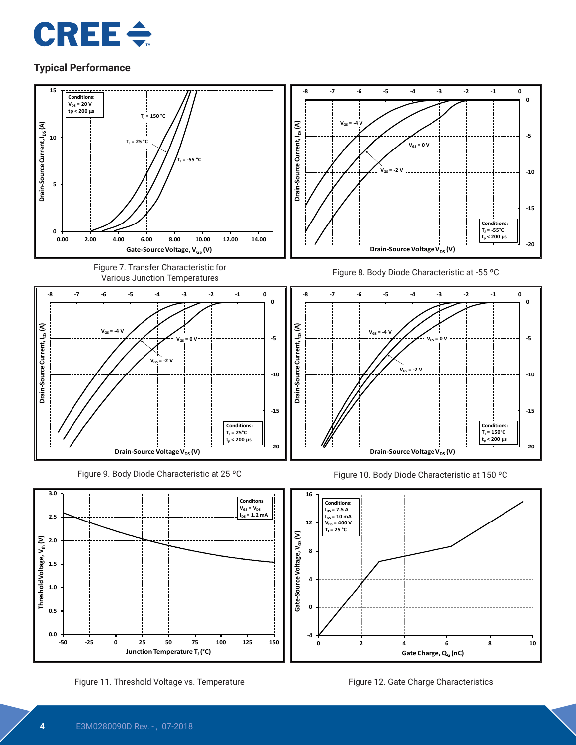## Typical Performance

Figure 7. Transfer Characteristic for Various Junction Temperatures

Figure 8. Body Diode Characteristic at -55 ºC

Figure 9. Body Diode Characteristic at 25 ºC

Figure 10. Body Diode Characteristic at 150 ºC

Figure 11. Threshold Voltage vs. Temperature

Figure 12. Gate Charge Characteristics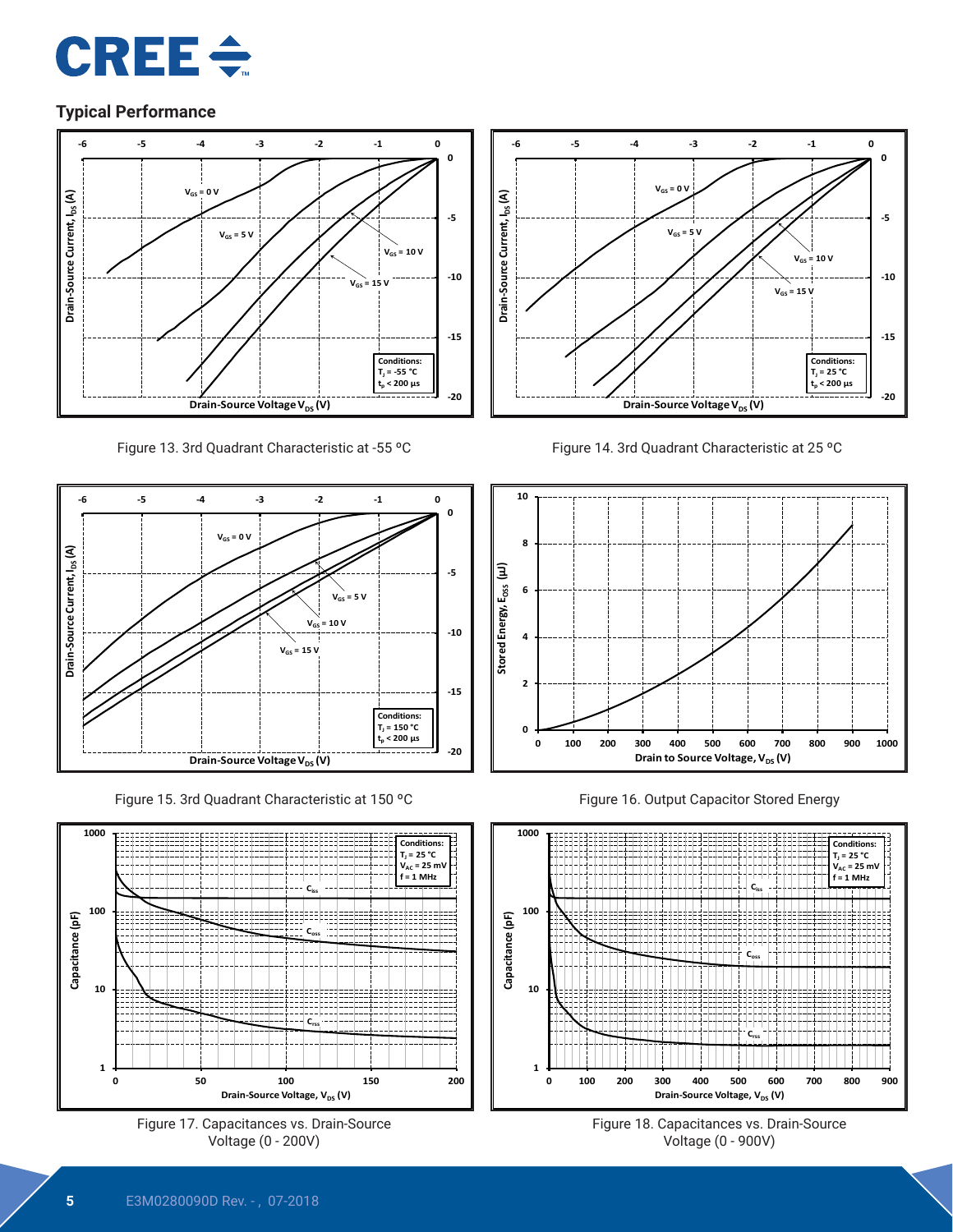## Typical Performance

Figure 13. 3rd Quadrant Characteristic at -55 °C

Figure 14. 3rd Quadrant Characteristic at 25 °C

Figure 15. 3rd Quadrant Characteristic at 150 °C

Figure 16. Output Capacitor Stored Energy

Figure 17. Capacitances vs. Drain-Source Voltage (0 - 200V)

Figure 18. Capacitances vs. Drain-Source Voltage (0 - 900V)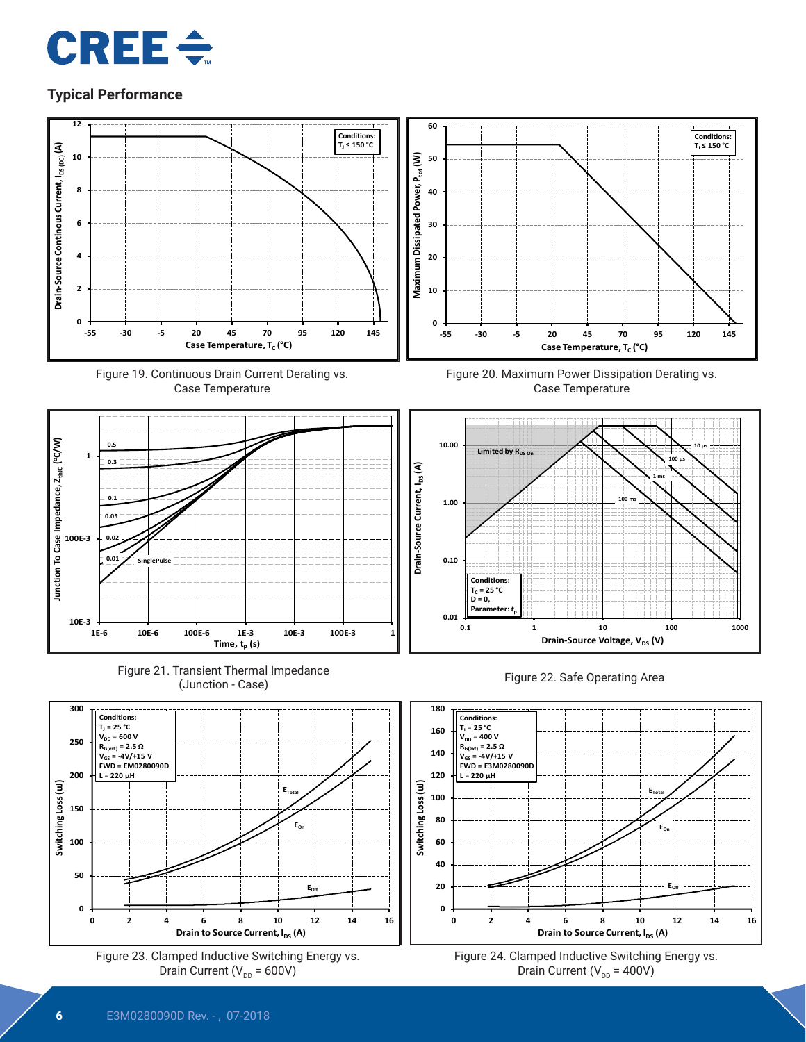## Typical Performance

Figure 19. Continuous Drain Current Derating vs. Case Temperature

Figure 20. Maximum Power Dissipation Derating vs. Case Temperature

Figure 21. Transient Thermal Impedance (Junction - Case)

Figure 22. Safe Operating Area

Figure 23. Clamped Inductive Switching Energy vs. Drain Current ($V_{DD}$ = 600V)

Figure 24. Clamped Inductive Switching Energy vs. Drain Current ($V_{DD}$ = 400V)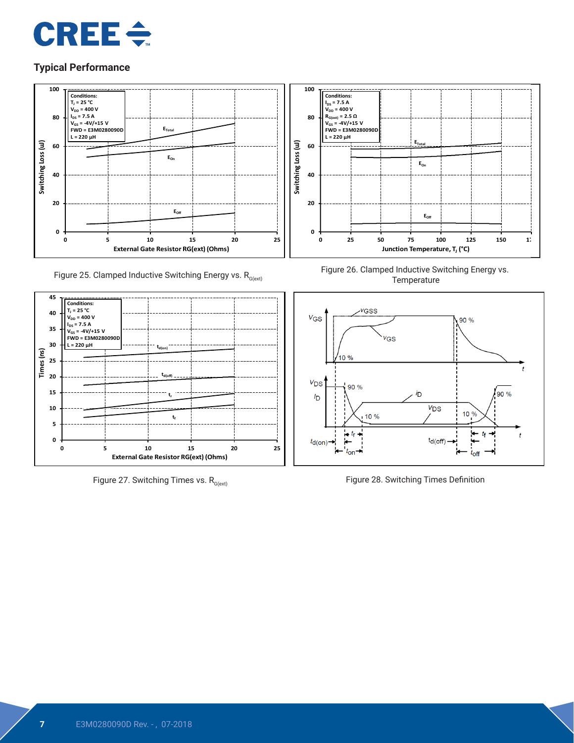## Typical Performance

Figure 25. Clamped Inductive Switching Energy vs. $R_{G(ext)}$

Figure 26. Clamped Inductive Switching Energy vs. Temperature

Figure 27. Switching Times vs. $R_{G(ext)}$

Figure 28. Switching Times Definition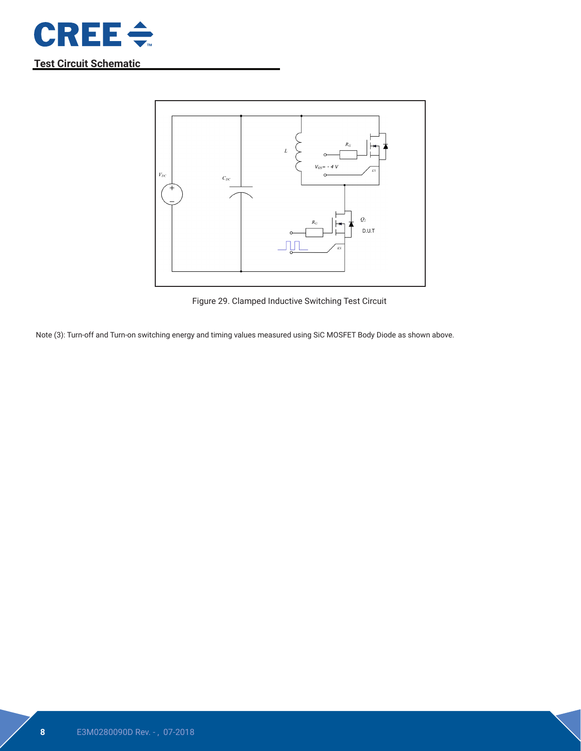## Test Circuit Schematic

Figure 29. Clamped Inductive Switching Test Circuit

Note (3): Turn-off and Turn-on switching energy and timing values measured using SiC MOSFET Body Diode as shown above.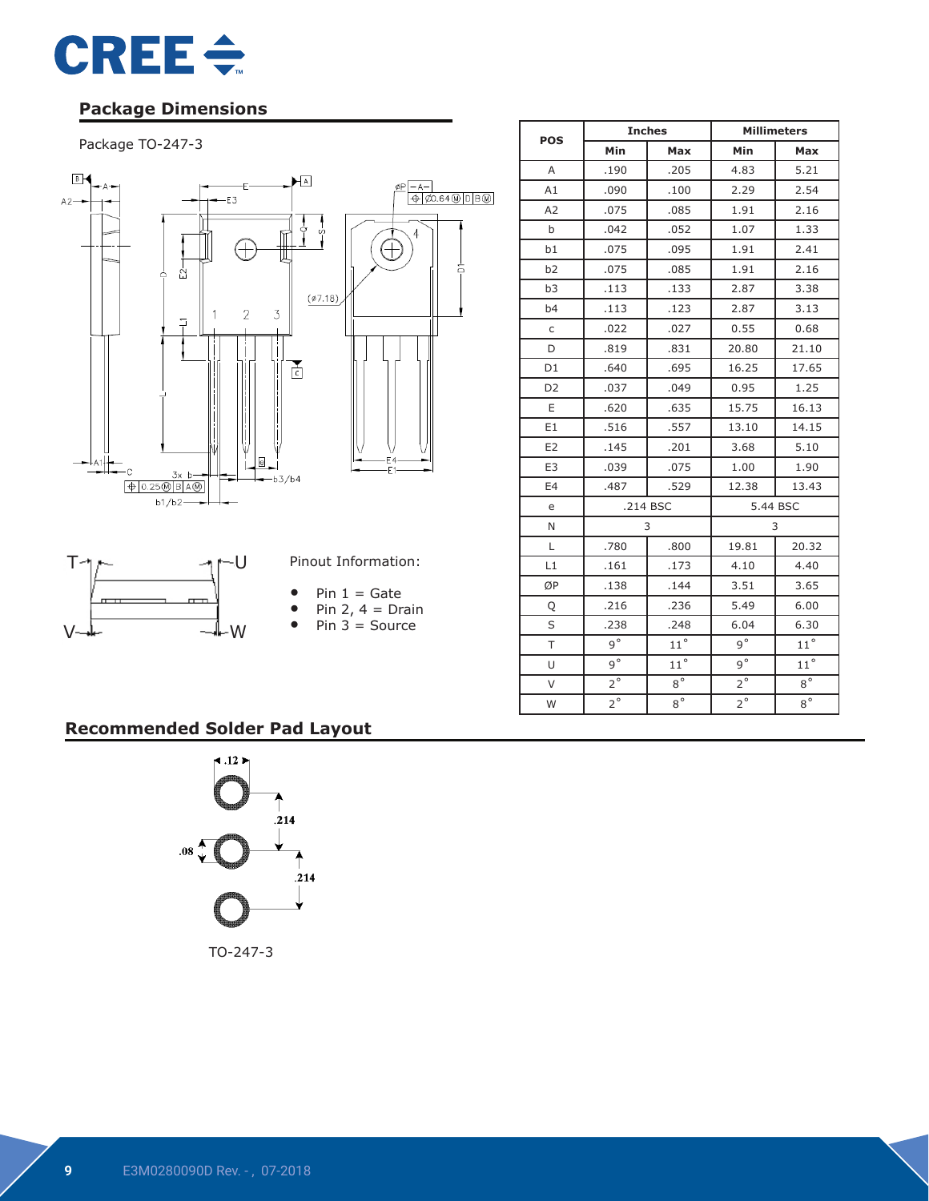## Package Dimensions

Package TO-247-3

| POS | Inches | | Millimeters | |
|---|---|---|---|---|
| | Min | Max | Min | Max |
| A | .190 | .205 | 4.83 | 5.21 |
| A1 | .090 | .100 | 2.29 | 2.54 |
| A2 | .075 | .085 | 1.91 | 2.16 |
| b | .042 | .052 | 1.07 | 1.33 |
| b1 | .075 | .095 | 1.91 | 2.41 |
| b2 | .075 | .085 | 1.91 | 2.16 |
| b3 | .113 | .133 | 2.87 | 3.38 |
| b4 | .113 | .123 | 2.87 | 3.13 |
| c | .022 | .027 | 0.55 | 0.68 |
| D | .819 | .831 | 20.80 | 21.10 |
| D1 | .640 | .695 | 16.25 | 17.65 |
| D2 | .037 | .049 | 0.95 | 1.25 |
| E | .620 | .635 | 15.75 | 16.13 |
| E1 | .516 | .557 | 13.10 | 14.15 |
| E2 | .145 | .201 | 3.68 | 5.10 |
| E3 | .039 | .075 | 1.00 | 1.90 |
| E4 | .487 | .529 | 12.38 | 13.43 |
| e | .214 BSC | | 5.44 BSC | |
| N | 3 | | 3 | |
| L | .780 | .800 | 19.81 | 20.32 |
| L1 | .161 | .173 | 4.10 | 4.40 |
| ØP | .138 | .144 | 3.51 | 3.65 |
| Q | .216 | .236 | 5.49 | 6.00 |
| S | .238 | .248 | 6.04 | 6.30 |
| T | 9° | 11° | 9° | 11° |
| U | 9° | 11° | 9° | 11° |
| V | 2° | 8° | 2° | 8° |
| W | 2° | 8° | 2° | 8° |

Pinout Information:

- Pin 1 = Gate
- Pin 2, 4 = Drain
- Pin 3 = Source

## Recommended Solder Pad Layout

TO-247-3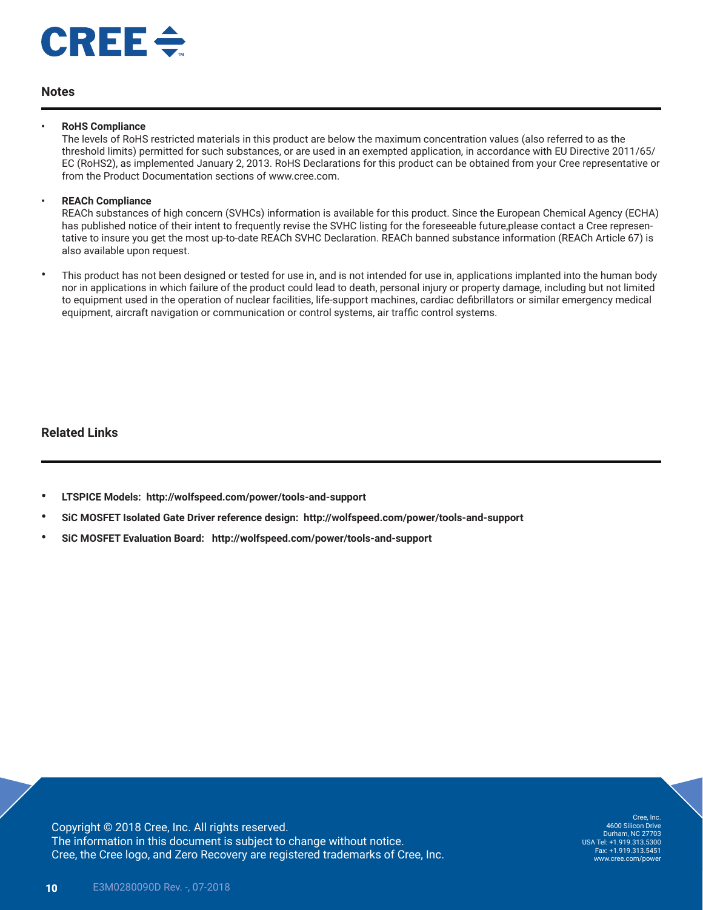## Notes

- **RoHS Compliance**
  The levels of RoHS restricted materials in this product are below the maximum concentration values (also referred to as the threshold limits) permitted for such substances, or are used in an exempted application, in accordance with EU Directive 2011/65/EC (RoHS2), as implemented January 2, 2013. RoHS Declarations for this product can be obtained from your Cree representative or from the Product Documentation sections of www.cree.com.

- **REACh Compliance**
  REACh substances of high concern (SVHCs) information is available for this product. Since the European Chemical Agency (ECHA) has published notice of their intent to frequently revise the SVHC listing for the foreseeable future,please contact a Cree representative to insure you get the most up-to-date REACh SVHC Declaration. REACh banned substance information (REACh Article 67) is also available upon request.

- This product has not been designed or tested for use in, and is not intended for use in, applications implanted into the human body nor in applications in which failure of the product could lead to death, personal injury or property damage, including but not limited to equipment used in the operation of nuclear facilities, life-support machines, cardiac defibrillators or similar emergency medical equipment, aircraft navigation or communication or control systems, air traffic control systems.

## Related Links

- **LTSPICE Models: http://wolfspeed.com/power/tools-and-support**
- **SiC MOSFET Isolated Gate Driver reference design: http://wolfspeed.com/power/tools-and-support**
- **SiC MOSFET Evaluation Board: http://wolfspeed.com/power/tools-and-support**

Copyright © 2018 Cree, Inc. All rights reserved.
The information in this document is subject to change without notice.
Cree, the Cree logo, and Zero Recovery are registered trademarks of Cree, Inc.

Cree, Inc.
4600 Silicon Drive
Durham, NC 27703
USA Tel: +1.919.313.5300
Fax: +1.919.313.5451
www.cree.com/power